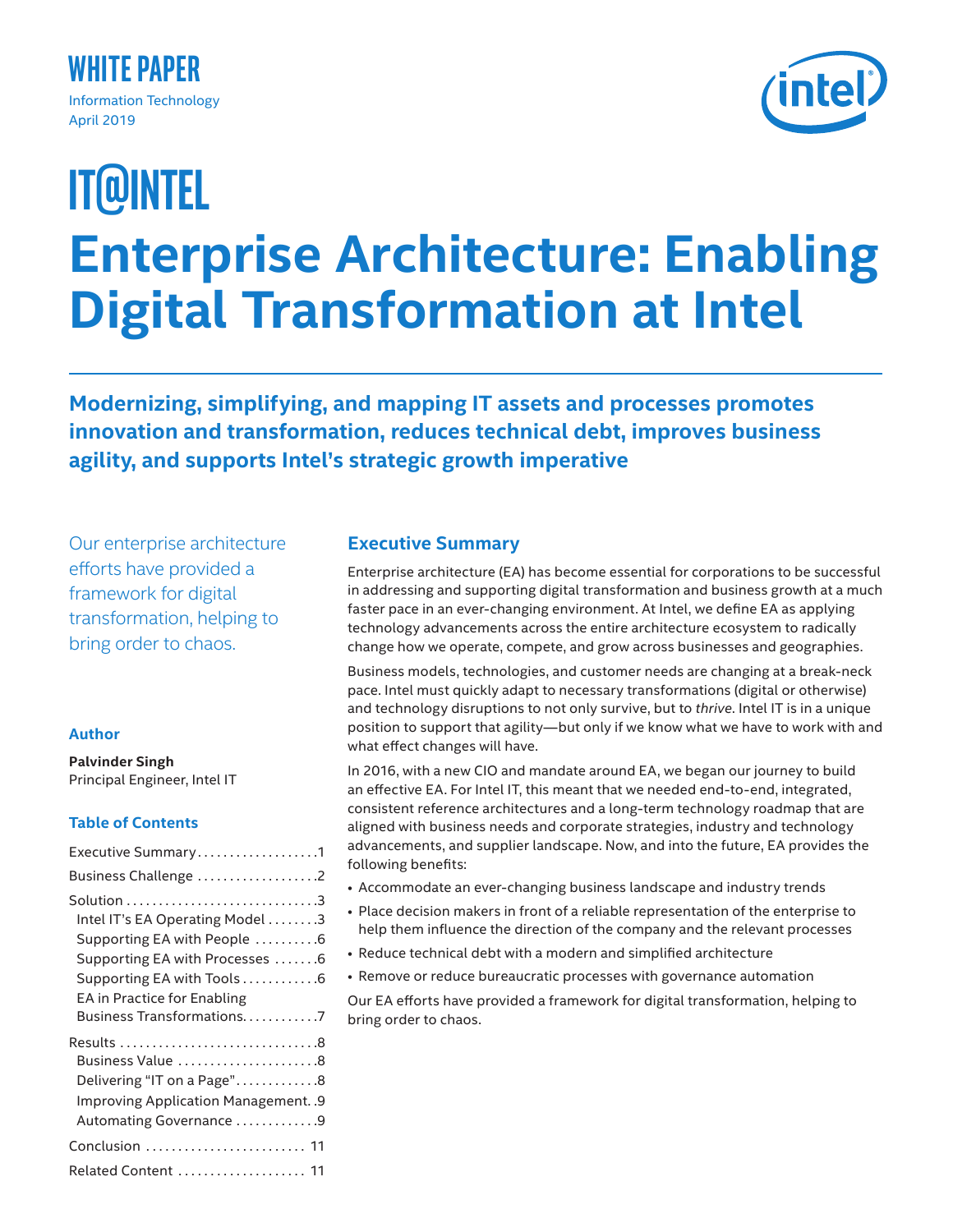WHITE PAPER

Information Technology
April 2019

IT@INTEL

# Enterprise Architecture: Enabling Digital Transformation at Intel

**Modernizing, simplifying, and mapping IT assets and processes promotes innovation and transformation, reduces technical debt, improves business agility, and supports Intel's strategic growth imperative**

Our enterprise architecture efforts have provided a framework for digital transformation, helping to bring order to chaos.

### Author

**Palvinder Singh**
Principal Engineer, Intel IT

### Table of Contents

- Executive Summary ... 1
- Business Challenge ... 2
- Solution ... 3
  - Intel IT's EA Operating Model ... 3
  - Supporting EA with People ... 6
  - Supporting EA with Processes ... 6
  - Supporting EA with Tools ... 6
  - EA in Practice for Enabling Business Transformations ... 7
- Results ... 8
  - Business Value ... 8
  - Delivering "IT on a Page" ... 8
  - Improving Application Management ... 9
  - Automating Governance ... 9
- Conclusion ... 11
- Related Content ... 11

## Executive Summary

Enterprise architecture (EA) has become essential for corporations to be successful in addressing and supporting digital transformation and business growth at a much faster pace in an ever-changing environment. At Intel, we define EA as applying technology advancements across the entire architecture ecosystem to radically change how we operate, compete, and grow across businesses and geographies.

Business models, technologies, and customer needs are changing at a break-neck pace. Intel must quickly adapt to necessary transformations (digital or otherwise) and technology disruptions to not only survive, but to *thrive*. Intel IT is in a unique position to support that agility—but only if we know what we have to work with and what effect changes will have.

In 2016, with a new CIO and mandate around EA, we began our journey to build an effective EA. For Intel IT, this meant that we needed end-to-end, integrated, consistent reference architectures and a long-term technology roadmap that are aligned with business needs and corporate strategies, industry and technology advancements, and supplier landscape. Now, and into the future, EA provides the following benefits:

- Accommodate an ever-changing business landscape and industry trends
- Place decision makers in front of a reliable representation of the enterprise to help them influence the direction of the company and the relevant processes
- Reduce technical debt with a modern and simplified architecture
- Remove or reduce bureaucratic processes with governance automation

Our EA efforts have provided a framework for digital transformation, helping to bring order to chaos.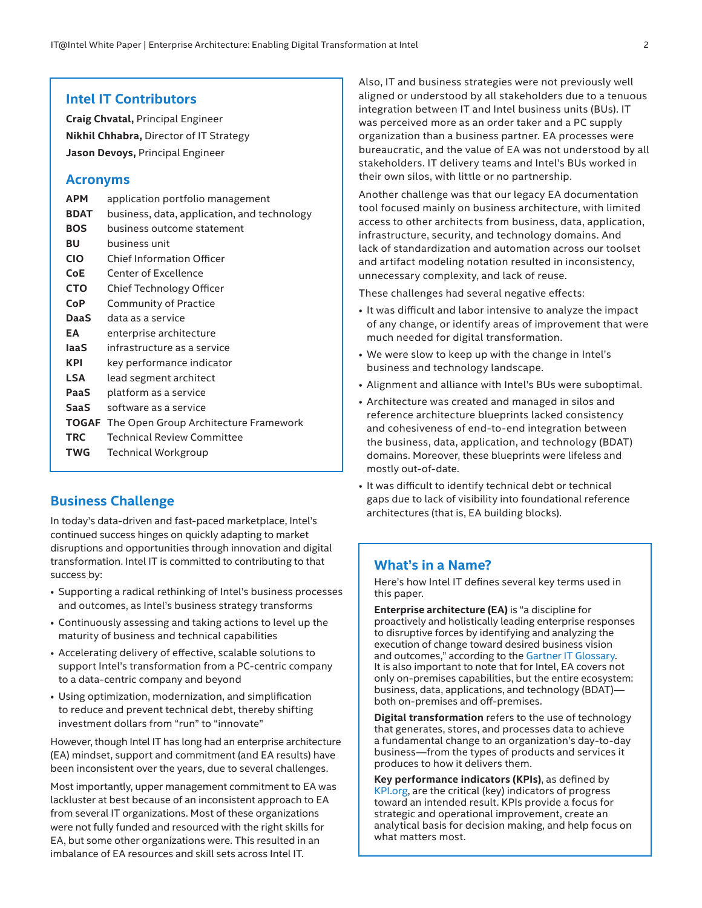## Intel IT Contributors

**Craig Chvatal,** Principal Engineer
**Nikhil Chhabra,** Director of IT Strategy
**Jason Devoys,** Principal Engineer

## Acronyms

| | |
|---|---|
| **APM** | application portfolio management |
| **BDAT** | business, data, application, and technology |
| **BOS** | business outcome statement |
| **BU** | business unit |
| **CIO** | Chief Information Officer |
| **CoE** | Center of Excellence |
| **CTO** | Chief Technology Officer |
| **CoP** | Community of Practice |
| **DaaS** | data as a service |
| **EA** | enterprise architecture |
| **IaaS** | infrastructure as a service |
| **KPI** | key performance indicator |
| **LSA** | lead segment architect |
| **PaaS** | platform as a service |
| **SaaS** | software as a service |
| **TOGAF** | The Open Group Architecture Framework |
| **TRC** | Technical Review Committee |
| **TWG** | Technical Workgroup |

## Business Challenge

In today's data-driven and fast-paced marketplace, Intel's continued success hinges on quickly adapting to market disruptions and opportunities through innovation and digital transformation. Intel IT is committed to contributing to that success by:

- Supporting a radical rethinking of Intel's business processes and outcomes, as Intel's business strategy transforms
- Continuously assessing and taking actions to level up the maturity of business and technical capabilities
- Accelerating delivery of effective, scalable solutions to support Intel's transformation from a PC-centric company to a data-centric company and beyond
- Using optimization, modernization, and simplification to reduce and prevent technical debt, thereby shifting investment dollars from "run" to "innovate"

However, though Intel IT has long had an enterprise architecture (EA) mindset, support and commitment (and EA results) have been inconsistent over the years, due to several challenges.

Most importantly, upper management commitment to EA was lackluster at best because of an inconsistent approach to EA from several IT organizations. Most of these organizations were not fully funded and resourced with the right skills for EA, but some other organizations were. This resulted in an imbalance of EA resources and skill sets across Intel IT.

Also, IT and business strategies were not previously well aligned or understood by all stakeholders due to a tenuous integration between IT and Intel business units (BUs). IT was perceived more as an order taker and a PC supply organization than a business partner. EA processes were bureaucratic, and the value of EA was not understood by all stakeholders. IT delivery teams and Intel's BUs worked in their own silos, with little or no partnership.

Another challenge was that our legacy EA documentation tool focused mainly on business architecture, with limited access to other architects from business, data, application, infrastructure, security, and technology domains. And lack of standardization and automation across our toolset and artifact modeling notation resulted in inconsistency, unnecessary complexity, and lack of reuse.

These challenges had several negative effects:

- It was difficult and labor intensive to analyze the impact of any change, or identify areas of improvement that were much needed for digital transformation.
- We were slow to keep up with the change in Intel's business and technology landscape.
- Alignment and alliance with Intel's BUs were suboptimal.
- Architecture was created and managed in silos and reference architecture blueprints lacked consistency and cohesiveness of end-to-end integration between the business, data, application, and technology (BDAT) domains. Moreover, these blueprints were lifeless and mostly out-of-date.
- It was difficult to identify technical debt or technical gaps due to lack of visibility into foundational reference architectures (that is, EA building blocks).

## What's in a Name?

Here's how Intel IT defines several key terms used in this paper.

**Enterprise architecture (EA)** is "a discipline for proactively and holistically leading enterprise responses to disruptive forces by identifying and analyzing the execution of change toward desired business vision and outcomes," according to the Gartner IT Glossary. It is also important to note that for Intel, EA covers not only on-premises capabilities, but the entire ecosystem: business, data, applications, and technology (BDAT)—both on-premises and off-premises.

**Digital transformation** refers to the use of technology that generates, stores, and processes data to achieve a fundamental change to an organization's day-to-day business—from the types of products and services it produces to how it delivers them.

**Key performance indicators (KPIs)**, as defined by KPI.org, are the critical (key) indicators of progress toward an intended result. KPIs provide a focus for strategic and operational improvement, create an analytical basis for decision making, and help focus on what matters most.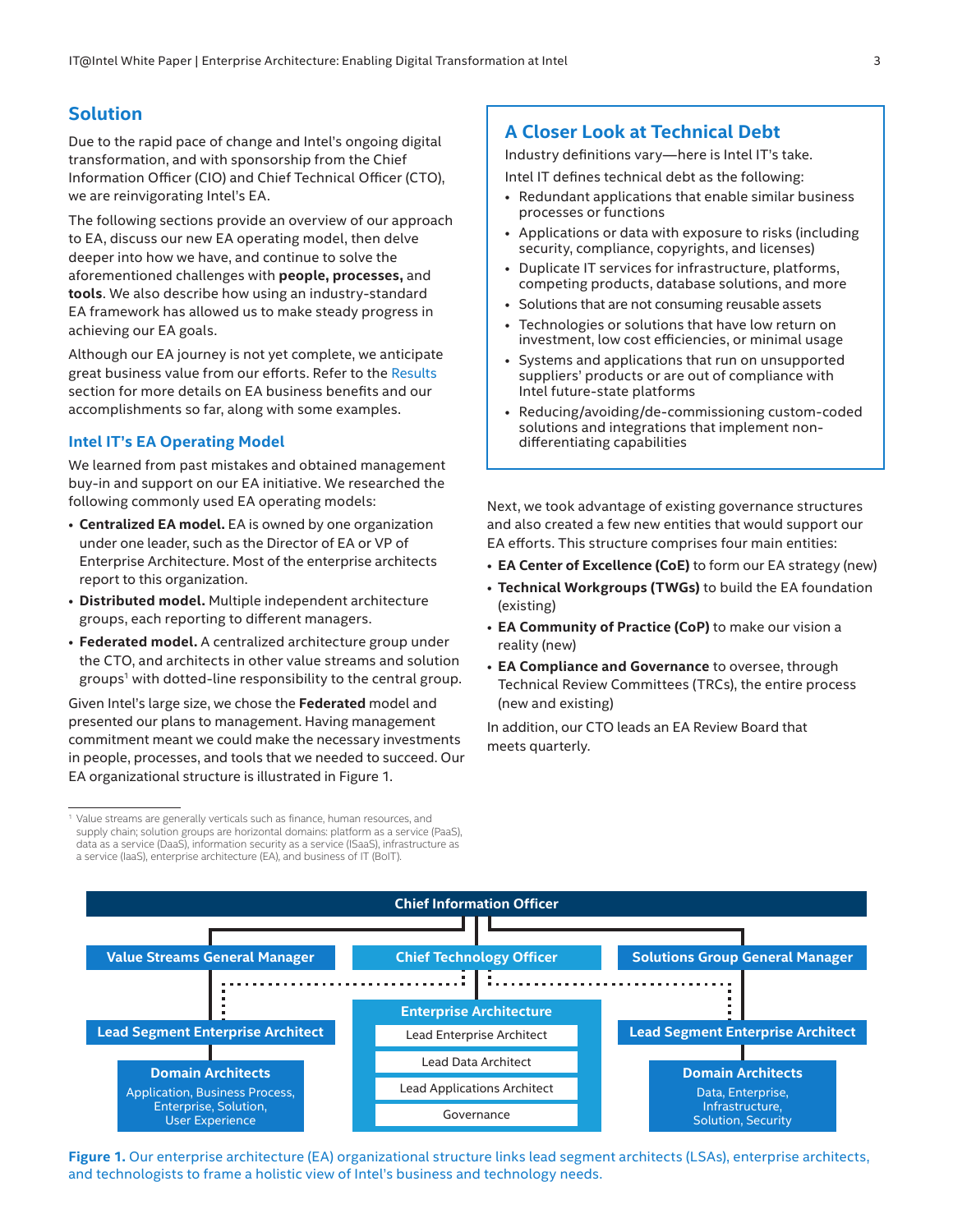## Solution

Due to the rapid pace of change and Intel's ongoing digital transformation, and with sponsorship from the Chief Information Officer (CIO) and Chief Technical Officer (CTO), we are reinvigorating Intel's EA.

The following sections provide an overview of our approach to EA, discuss our new EA operating model, then delve deeper into how we have, and continue to solve the aforementioned challenges with **people, processes,** and **tools**. We also describe how using an industry-standard EA framework has allowed us to make steady progress in achieving our EA goals.

Although our EA journey is not yet complete, we anticipate great business value from our efforts. Refer to the Results section for more details on EA business benefits and our accomplishments so far, along with some examples.

### Intel IT's EA Operating Model

We learned from past mistakes and obtained management buy-in and support on our EA initiative. We researched the following commonly used EA operating models:

- **Centralized EA model.** EA is owned by one organization under one leader, such as the Director of EA or VP of Enterprise Architecture. Most of the enterprise architects report to this organization.
- **Distributed model.** Multiple independent architecture groups, each reporting to different managers.
- **Federated model.** A centralized architecture group under the CTO, and architects in other value streams and solution groups[1] with dotted-line responsibility to the central group.

Given Intel's large size, we chose the **Federated** model and presented our plans to management. Having management commitment meant we could make the necessary investments in people, processes, and tools that we needed to succeed. Our EA organizational structure is illustrated in Figure 1.

[1] Value streams are generally verticals such as finance, human resources, and supply chain; solution groups are horizontal domains: platform as a service (PaaS), data as a service (DaaS), information security as a service (ISaaS), infrastructure as a service (IaaS), enterprise architecture (EA), and business of IT (BoIT).

### A Closer Look at Technical Debt

Industry definitions vary—here is Intel IT's take.

Intel IT defines technical debt as the following:

- Redundant applications that enable similar business processes or functions
- Applications or data with exposure to risks (including security, compliance, copyrights, and licenses)
- Duplicate IT services for infrastructure, platforms, competing products, database solutions, and more
- Solutions that are not consuming reusable assets
- Technologies or solutions that have low return on investment, low cost efficiencies, or minimal usage
- Systems and applications that run on unsupported suppliers' products or are out of compliance with Intel future-state platforms
- Reducing/avoiding/de-commissioning custom-coded solutions and integrations that implement non-differentiating capabilities

Next, we took advantage of existing governance structures and also created a few new entities that would support our EA efforts. This structure comprises four main entities:

- **EA Center of Excellence (CoE)** to form our EA strategy (new)
- **Technical Workgroups (TWGs)** to build the EA foundation (existing)
- **EA Community of Practice (CoP)** to make our vision a reality (new)
- **EA Compliance and Governance** to oversee, through Technical Review Committees (TRCs), the entire process (new and existing)

In addition, our CTO leads an EA Review Board that meets quarterly.

Chief Information Officer

Value Streams General Manager | Chief Technology Officer | Solutions Group General Manager

Lead Segment Enterprise Architect — Domain Architects: Application, Business Process, Enterprise, Solution, User Experience

Enterprise Architecture: Lead Enterprise Architect, Lead Data Architect, Lead Applications Architect, Governance

Lead Segment Enterprise Architect — Domain Architects: Data, Enterprise, Infrastructure, Solution, Security

**Figure 1.** Our enterprise architecture (EA) organizational structure links lead segment architects (LSAs), enterprise architects, and technologists to frame a holistic view of Intel's business and technology needs.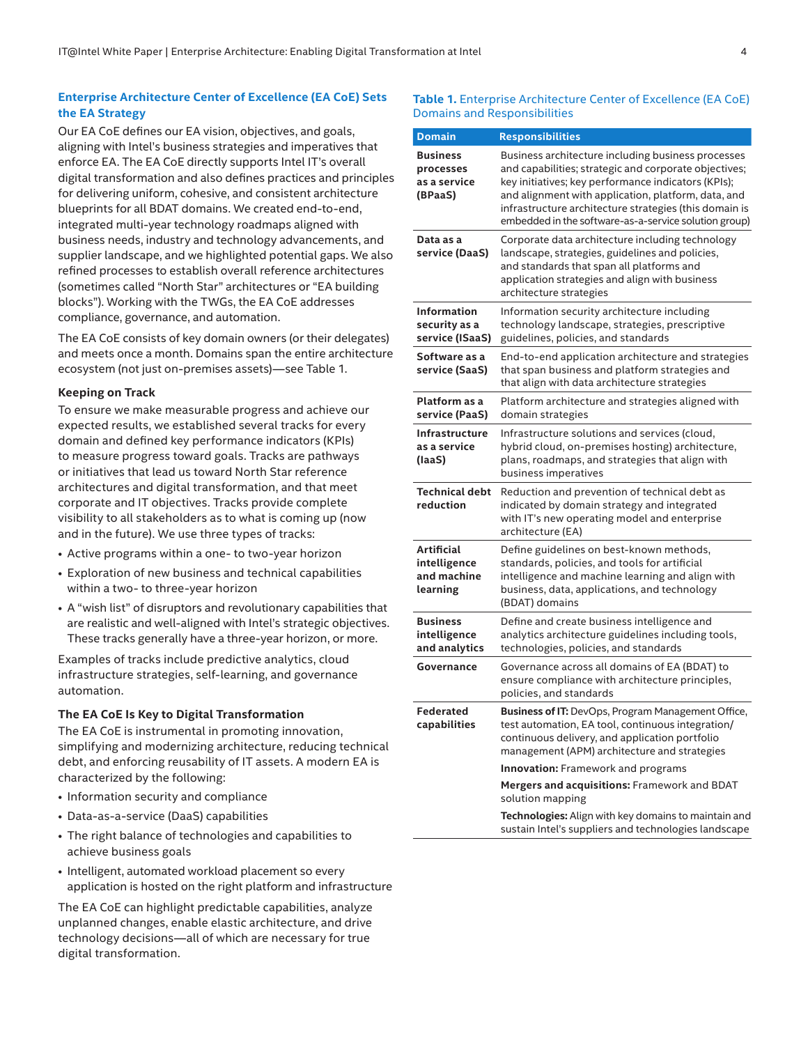## Enterprise Architecture Center of Excellence (EA CoE) Sets the EA Strategy

Our EA CoE defines our EA vision, objectives, and goals, aligning with Intel's business strategies and imperatives that enforce EA. The EA CoE directly supports Intel IT's overall digital transformation and also defines practices and principles for delivering uniform, cohesive, and consistent architecture blueprints for all BDAT domains. We created end-to-end, integrated multi-year technology roadmaps aligned with business needs, industry and technology advancements, and supplier landscape, and we highlighted potential gaps. We also refined processes to establish overall reference architectures (sometimes called "North Star" architectures or "EA building blocks"). Working with the TWGs, the EA CoE addresses compliance, governance, and automation.

The EA CoE consists of key domain owners (or their delegates) and meets once a month. Domains span the entire architecture ecosystem (not just on-premises assets)—see Table 1.

### Keeping on Track

To ensure we make measurable progress and achieve our expected results, we established several tracks for every domain and defined key performance indicators (KPIs) to measure progress toward goals. Tracks are pathways or initiatives that lead us toward North Star reference architectures and digital transformation, and that meet corporate and IT objectives. Tracks provide complete visibility to all stakeholders as to what is coming up (now and in the future). We use three types of tracks:

- Active programs within a one- to two-year horizon
- Exploration of new business and technical capabilities within a two- to three-year horizon
- A "wish list" of disruptors and revolutionary capabilities that are realistic and well-aligned with Intel's strategic objectives. These tracks generally have a three-year horizon, or more.

Examples of tracks include predictive analytics, cloud infrastructure strategies, self-learning, and governance automation.

### The EA CoE Is Key to Digital Transformation

The EA CoE is instrumental in promoting innovation, simplifying and modernizing architecture, reducing technical debt, and enforcing reusability of IT assets. A modern EA is characterized by the following:

- Information security and compliance
- Data-as-a-service (DaaS) capabilities
- The right balance of technologies and capabilities to achieve business goals
- Intelligent, automated workload placement so every application is hosted on the right platform and infrastructure

The EA CoE can highlight predictable capabilities, analyze unplanned changes, enable elastic architecture, and drive technology decisions—all of which are necessary for true digital transformation.

**Table 1.** Enterprise Architecture Center of Excellence (EA CoE) Domains and Responsibilities

| Domain | Responsibilities |
|---|---|
| **Business processes as a service (BPaaS)** | Business architecture including business processes and capabilities; strategic and corporate objectives; key initiatives; key performance indicators (KPIs); and alignment with application, platform, data, and infrastructure architecture strategies (this domain is embedded in the software-as-a-service solution group) |
| **Data as a service (DaaS)** | Corporate data architecture including technology landscape, strategies, guidelines and policies, and standards that span all platforms and application strategies and align with business architecture strategies |
| **Information security as a service (ISaaS)** | Information security architecture including technology landscape, strategies, prescriptive guidelines, policies, and standards |
| **Software as a service (SaaS)** | End-to-end application architecture and strategies that span business and platform strategies and that align with data architecture strategies |
| **Platform as a service (PaaS)** | Platform architecture and strategies aligned with domain strategies |
| **Infrastructure as a service (IaaS)** | Infrastructure solutions and services (cloud, hybrid cloud, on-premises hosting) architecture, plans, roadmaps, and strategies that align with business imperatives |
| **Technical debt reduction** | Reduction and prevention of technical debt as indicated by domain strategy and integrated with IT's new operating model and enterprise architecture (EA) |
| **Artificial intelligence and machine learning** | Define guidelines on best-known methods, standards, policies, and tools for artificial intelligence and machine learning and align with business, data, applications, and technology (BDAT) domains |
| **Business intelligence and analytics** | Define and create business intelligence and analytics architecture guidelines including tools, technologies, policies, and standards |
| **Governance** | Governance across all domains of EA (BDAT) to ensure compliance with architecture principles, policies, and standards |
| **Federated capabilities** | **Business of IT:** DevOps, Program Management Office, test automation, EA tool, continuous integration/continuous delivery, and application portfolio management (APM) architecture and strategies<br>**Innovation:** Framework and programs<br>**Mergers and acquisitions:** Framework and BDAT solution mapping<br>**Technologies:** Align with key domains to maintain and sustain Intel's suppliers and technologies landscape |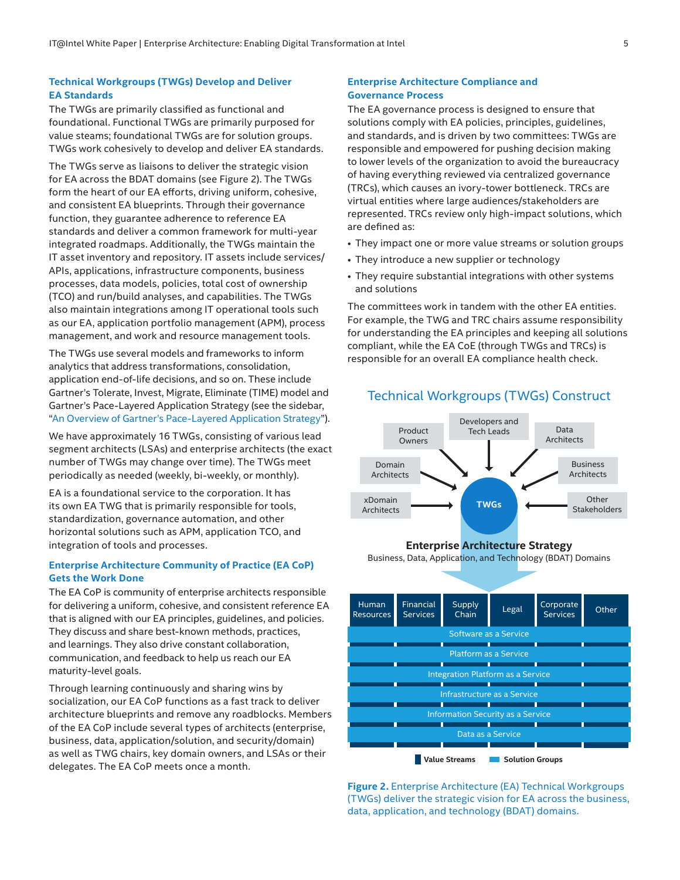### Technical Workgroups (TWGs) Develop and Deliver EA Standards

The TWGs are primarily classified as functional and foundational. Functional TWGs are primarily purposed for value steams; foundational TWGs are for solution groups. TWGs work cohesively to develop and deliver EA standards.

The TWGs serve as liaisons to deliver the strategic vision for EA across the BDAT domains (see Figure 2). The TWGs form the heart of our EA efforts, driving uniform, cohesive, and consistent EA blueprints. Through their governance function, they guarantee adherence to reference EA standards and deliver a common framework for multi-year integrated roadmaps. Additionally, the TWGs maintain the IT asset inventory and repository. IT assets include services/APIs, applications, infrastructure components, business processes, data models, policies, total cost of ownership (TCO) and run/build analyses, and capabilities. The TWGs also maintain integrations among IT operational tools such as our EA, application portfolio management (APM), process management, and work and resource management tools.

The TWGs use several models and frameworks to inform analytics that address transformations, consolidation, application end-of-life decisions, and so on. These include Gartner's Tolerate, Invest, Migrate, Eliminate (TIME) model and Gartner's Pace-Layered Application Strategy (see the sidebar, "An Overview of Gartner's Pace-Layered Application Strategy").

We have approximately 16 TWGs, consisting of various lead segment architects (LSAs) and enterprise architects (the exact number of TWGs may change over time). The TWGs meet periodically as needed (weekly, bi-weekly, or monthly).

EA is a foundational service to the corporation. It has its own EA TWG that is primarily responsible for tools, standardization, governance automation, and other horizontal solutions such as APM, application TCO, and integration of tools and processes.

### Enterprise Architecture Community of Practice (EA CoP) Gets the Work Done

The EA CoP is community of enterprise architects responsible for delivering a uniform, cohesive, and consistent reference EA that is aligned with our EA principles, guidelines, and policies. They discuss and share best-known methods, practices, and learnings. They also drive constant collaboration, communication, and feedback to help us reach our EA maturity-level goals.

Through learning continuously and sharing wins by socialization, our EA CoP functions as a fast track to deliver architecture blueprints and remove any roadblocks. Members of the EA CoP include several types of architects (enterprise, business, data, application/solution, and security/domain) as well as TWG chairs, key domain owners, and LSAs or their delegates. The EA CoP meets once a month.

### Enterprise Architecture Compliance and Governance Process

The EA governance process is designed to ensure that solutions comply with EA policies, principles, guidelines, and standards, and is driven by two committees: TWGs are responsible and empowered for pushing decision making to lower levels of the organization to avoid the bureaucracy of having everything reviewed via centralized governance (TRCs), which causes an ivory-tower bottleneck. TRCs are virtual entities where large audiences/stakeholders are represented. TRCs review only high-impact solutions, which are defined as:

- They impact one or more value streams or solution groups
- They introduce a new supplier or technology
- They require substantial integrations with other systems and solutions

The committees work in tandem with the other EA entities. For example, the TWG and TRC chairs assume responsibility for understanding the EA principles and keeping all solutions compliant, while the EA CoE (through TWGs and TRCs) is responsible for an overall EA compliance health check.

**Technical Workgroups (TWGs) Construct**

Product Owners; Developers and Tech Leads; Data Architects; Domain Architects; Business Architects; xDomain Architects; Other Stakeholders → TWGs

**Enterprise Architecture Strategy**
Business, Data, Application, and Technology (BDAT) Domains

Value Streams: Human Resources | Financial Services | Supply Chain | Legal | Corporate Services | Other

Solution Groups:
- Software as a Service
- Platform as a Service
- Integration Platform as a Service
- Infrastructure as a Service
- Information Security as a Service
- Data as a Service

**Figure 2.** Enterprise Architecture (EA) Technical Workgroups (TWGs) deliver the strategic vision for EA across the business, data, application, and technology (BDAT) domains.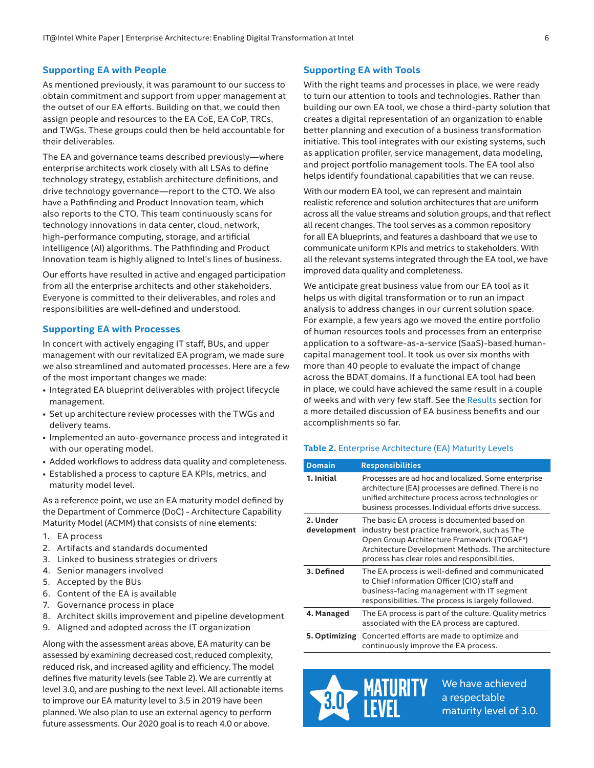## Supporting EA with People

As mentioned previously, it was paramount to our success to obtain commitment and support from upper management at the outset of our EA efforts. Building on that, we could then assign people and resources to the EA CoE, EA CoP, TRCs, and TWGs. These groups could then be held accountable for their deliverables.

The EA and governance teams described previously—where enterprise architects work closely with all LSAs to define technology strategy, establish architecture definitions, and drive technology governance—report to the CTO. We also have a Pathfinding and Product Innovation team, which also reports to the CTO. This team continuously scans for technology innovations in data center, cloud, network, high-performance computing, storage, and artificial intelligence (AI) algorithms. The Pathfinding and Product Innovation team is highly aligned to Intel's lines of business.

Our efforts have resulted in active and engaged participation from all the enterprise architects and other stakeholders. Everyone is committed to their deliverables, and roles and responsibilities are well-defined and understood.

## Supporting EA with Processes

In concert with actively engaging IT staff, BUs, and upper management with our revitalized EA program, we made sure we also streamlined and automated processes. Here are a few of the most important changes we made:

- Integrated EA blueprint deliverables with project lifecycle management.
- Set up architecture review processes with the TWGs and delivery teams.
- Implemented an auto-governance process and integrated it with our operating model.
- Added workflows to address data quality and completeness.
- Established a process to capture EA KPIs, metrics, and maturity model level.

As a reference point, we use an EA maturity model defined by the Department of Commerce (DoC) - Architecture Capability Maturity Model (ACMM) that consists of nine elements:

1. EA process
2. Artifacts and standards documented
3. Linked to business strategies or drivers
4. Senior managers involved
5. Accepted by the BUs
6. Content of the EA is available
7. Governance process in place
8. Architect skills improvement and pipeline development
9. Aligned and adopted across the IT organization

Along with the assessment areas above, EA maturity can be assessed by examining decreased cost, reduced complexity, reduced risk, and increased agility and efficiency. The model defines five maturity levels (see Table 2). We are currently at level 3.0, and are pushing to the next level. All actionable items to improve our EA maturity level to 3.5 in 2019 have been planned. We also plan to use an external agency to perform future assessments. Our 2020 goal is to reach 4.0 or above.

## Supporting EA with Tools

With the right teams and processes in place, we were ready to turn our attention to tools and technologies. Rather than building our own EA tool, we chose a third-party solution that creates a digital representation of an organization to enable better planning and execution of a business transformation initiative. This tool integrates with our existing systems, such as application profiler, service management, data modeling, and project portfolio management tools. The EA tool also helps identify foundational capabilities that we can reuse.

With our modern EA tool, we can represent and maintain realistic reference and solution architectures that are uniform across all the value streams and solution groups, and that reflect all recent changes. The tool serves as a common repository for all EA blueprints, and features a dashboard that we use to communicate uniform KPIs and metrics to stakeholders. With all the relevant systems integrated through the EA tool, we have improved data quality and completeness.

We anticipate great business value from our EA tool as it helps us with digital transformation or to run an impact analysis to address changes in our current solution space. For example, a few years ago we moved the entire portfolio of human resources tools and processes from an enterprise application to a software-as-a-service (SaaS)-based human-capital management tool. It took us over six months with more than 40 people to evaluate the impact of change across the BDAT domains. If a functional EA tool had been in place, we could have achieved the same result in a couple of weeks and with very few staff. See the Results section for a more detailed discussion of EA business benefits and our accomplishments so far.

**Table 2.** Enterprise Architecture (EA) Maturity Levels

| Domain | Responsibilities |
|---|---|
| **1. Initial** | Processes are ad hoc and localized. Some enterprise architecture (EA) processes are defined. There is no unified architecture process across technologies or business processes. Individual efforts drive success. |
| **2. Under development** | The basic EA process is documented based on industry best practice framework, such as The Open Group Architecture Framework (TOGAF*) Architecture Development Methods. The architecture process has clear roles and responsibilities. |
| **3. Defined** | The EA process is well-defined and communicated to Chief Information Officer (CIO) staff and business-facing management with IT segment responsibilities. The process is largely followed. |
| **4. Managed** | The EA process is part of the culture. Quality metrics associated with the EA process are captured. |
| **5. Optimizing** | Concerted efforts are made to optimize and continuously improve the EA process. |

3.0 MATURITY LEVEL

We have achieved a respectable maturity level of 3.0.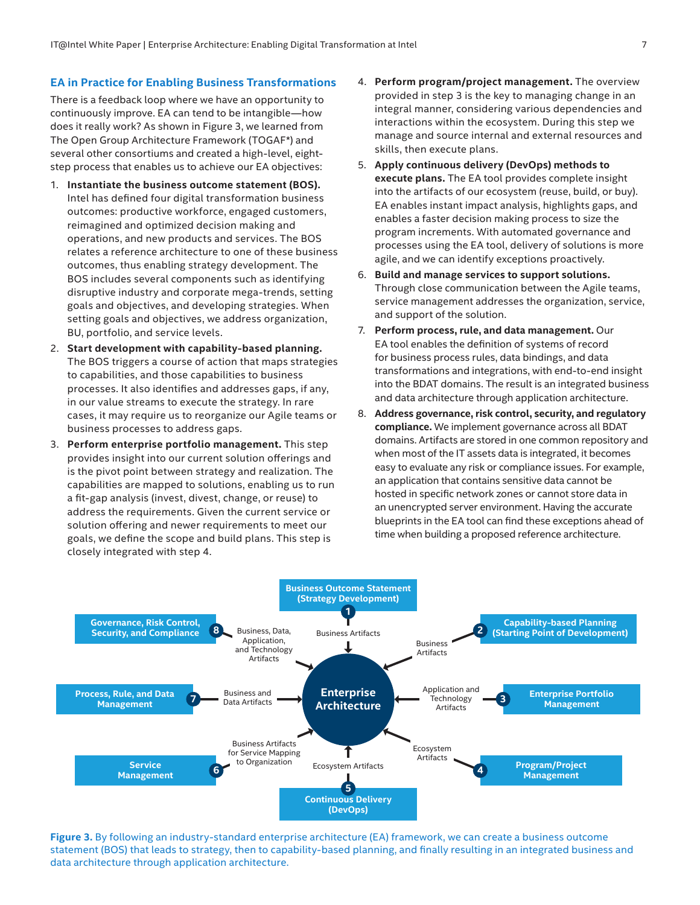## EA in Practice for Enabling Business Transformations

There is a feedback loop where we have an opportunity to continuously improve. EA can tend to be intangible—how does it really work? As shown in Figure 3, we learned from The Open Group Architecture Framework (TOGAF*) and several other consortiums and created a high-level, eight-step process that enables us to achieve our EA objectives:

1. **Instantiate the business outcome statement (BOS).** Intel has defined four digital transformation business outcomes: productive workforce, engaged customers, reimagined and optimized decision making and operations, and new products and services. The BOS relates a reference architecture to one of these business outcomes, thus enabling strategy development. The BOS includes several components such as identifying disruptive industry and corporate mega-trends, setting goals and objectives, and developing strategies. When setting goals and objectives, we address organization, BU, portfolio, and service levels.
2. **Start development with capability-based planning.** The BOS triggers a course of action that maps strategies to capabilities, and those capabilities to business processes. It also identifies and addresses gaps, if any, in our value streams to execute the strategy. In rare cases, it may require us to reorganize our Agile teams or business processes to address gaps.
3. **Perform enterprise portfolio management.** This step provides insight into our current solution offerings and is the pivot point between strategy and realization. The capabilities are mapped to solutions, enabling us to run a fit-gap analysis (invest, divest, change, or reuse) to address the requirements. Given the current service or solution offering and newer requirements to meet our goals, we define the scope and build plans. This step is closely integrated with step 4.
4. **Perform program/project management.** The overview provided in step 3 is the key to managing change in an integral manner, considering various dependencies and interactions within the ecosystem. During this step we manage and source internal and external resources and skills, then execute plans.
5. **Apply continuous delivery (DevOps) methods to execute plans.** The EA tool provides complete insight into the artifacts of our ecosystem (reuse, build, or buy). EA enables instant impact analysis, highlights gaps, and enables a faster decision making process to size the program increments. With automated governance and processes using the EA tool, delivery of solutions is more agile, and we can identify exceptions proactively.
6. **Build and manage services to support solutions.** Through close communication between the Agile teams, service management addresses the organization, service, and support of the solution.
7. **Perform process, rule, and data management.** Our EA tool enables the definition of systems of record for business process rules, data bindings, and data transformations and integrations, with end-to-end insight into the BDAT domains. The result is an integrated business and data architecture through application architecture.
8. **Address governance, risk control, security, and regulatory compliance.** We implement governance across all BDAT domains. Artifacts are stored in one common repository and when most of the IT assets data is integrated, it becomes easy to evaluate any risk or compliance issues. For example, an application that contains sensitive data cannot be hosted in specific network zones or cannot store data in an unencrypted server environment. Having the accurate blueprints in the EA tool can find these exceptions ahead of time when building a proposed reference architecture.

**Figure 3.** By following an industry-standard enterprise architecture (EA) framework, we can create a business outcome statement (BOS) that leads to strategy, then to capability-based planning, and finally resulting in an integrated business and data architecture through application architecture.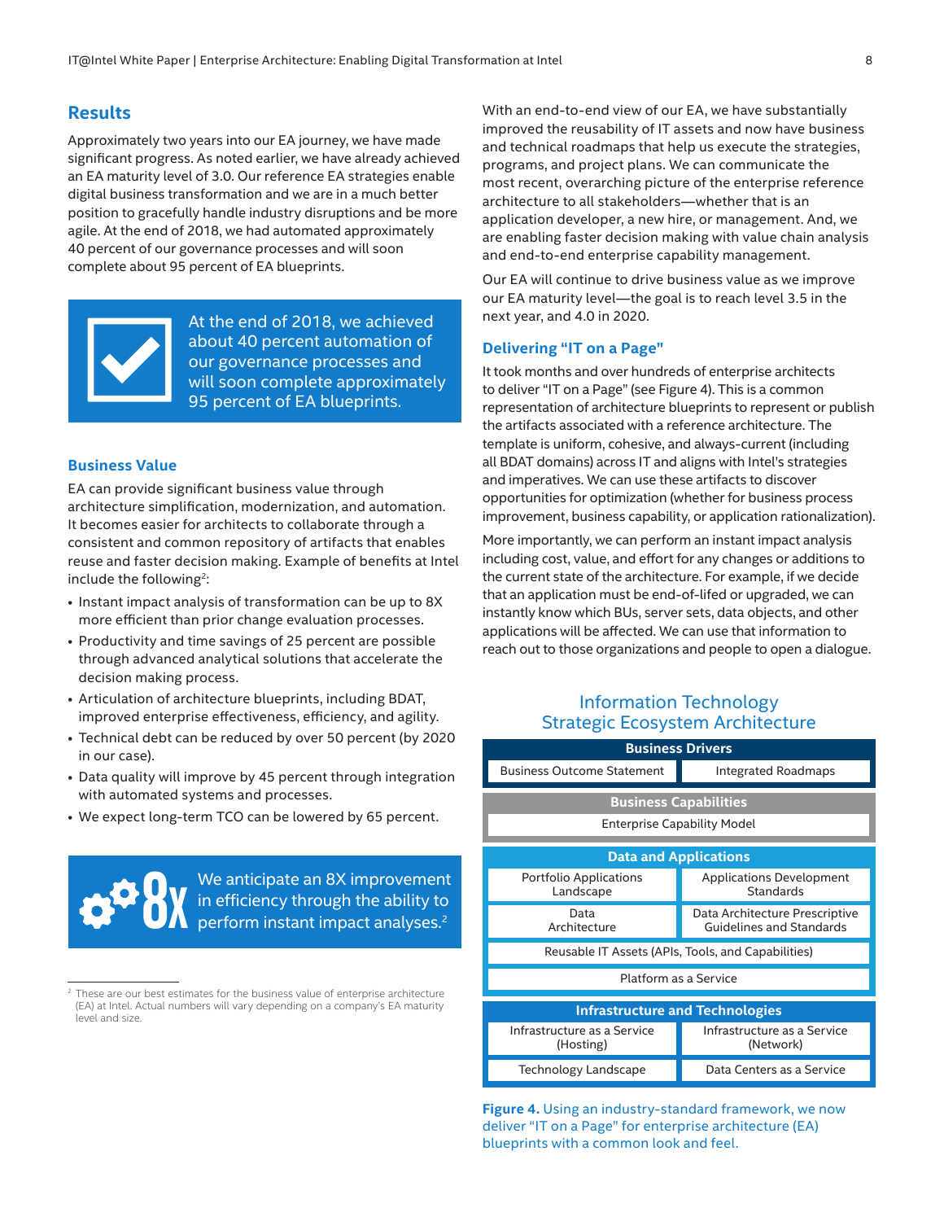## Results

Approximately two years into our EA journey, we have made significant progress. As noted earlier, we have already achieved an EA maturity level of 3.0. Our reference EA strategies enable digital business transformation and we are in a much better position to gracefully handle industry disruptions and be more agile. At the end of 2018, we had automated approximately 40 percent of our governance processes and will soon complete about 95 percent of EA blueprints.

> At the end of 2018, we achieved about 40 percent automation of our governance processes and will soon complete approximately 95 percent of EA blueprints.

### Business Value

EA can provide significant business value through architecture simplification, modernization, and automation. It becomes easier for architects to collaborate through a consistent and common repository of artifacts that enables reuse and faster decision making. Example of benefits at Intel include the following[2]:

- Instant impact analysis of transformation can be up to 8X more efficient than prior change evaluation processes.
- Productivity and time savings of 25 percent are possible through advanced analytical solutions that accelerate the decision making process.
- Articulation of architecture blueprints, including BDAT, improved enterprise effectiveness, efficiency, and agility.
- Technical debt can be reduced by over 50 percent (by 2020 in our case).
- Data quality will improve by 45 percent through integration with automated systems and processes.
- We expect long-term TCO can be lowered by 65 percent.

> **8X** We anticipate an 8X improvement in efficiency through the ability to perform instant impact analyses.[2]

[2] These are our best estimates for the business value of enterprise architecture (EA) at Intel. Actual numbers will vary depending on a company's EA maturity level and size.

With an end-to-end view of our EA, we have substantially improved the reusability of IT assets and now have business and technical roadmaps that help us execute the strategies, programs, and project plans. We can communicate the most recent, overarching picture of the enterprise reference architecture to all stakeholders—whether that is an application developer, a new hire, or management. And, we are enabling faster decision making with value chain analysis and end-to-end enterprise capability management.

Our EA will continue to drive business value as we improve our EA maturity level—the goal is to reach level 3.5 in the next year, and 4.0 in 2020.

### Delivering "IT on a Page"

It took months and over hundreds of enterprise architects to deliver "IT on a Page" (see Figure 4). This is a common representation of architecture blueprints to represent or publish the artifacts associated with a reference architecture. The template is uniform, cohesive, and always-current (including all BDAT domains) across IT and aligns with Intel's strategies and imperatives. We can use these artifacts to discover opportunities for optimization (whether for business process improvement, business capability, or application rationalization).

More importantly, we can perform an instant impact analysis including cost, value, and effort for any changes or additions to the current state of the architecture. For example, if we decide that an application must be end-of-lifed or upgraded, we can instantly know which BUs, server sets, data objects, and other applications will be affected. We can use that information to reach out to those organizations and people to open a dialogue.

**Information Technology Strategic Ecosystem Architecture**

| Business Drivers | |
|---|---|
| Business Outcome Statement | Integrated Roadmaps |
| **Business Capabilities** | |
| Enterprise Capability Model | |
| **Data and Applications** | |
| Portfolio Applications Landscape | Applications Development Standards |
| Data Architecture | Data Architecture Prescriptive Guidelines and Standards |
| Reusable IT Assets (APIs, Tools, and Capabilities) | |
| Platform as a Service | |
| **Infrastructure and Technologies** | |
| Infrastructure as a Service (Hosting) | Infrastructure as a Service (Network) |
| Technology Landscape | Data Centers as a Service |

**Figure 4.** Using an industry-standard framework, we now deliver "IT on a Page" for enterprise architecture (EA) blueprints with a common look and feel.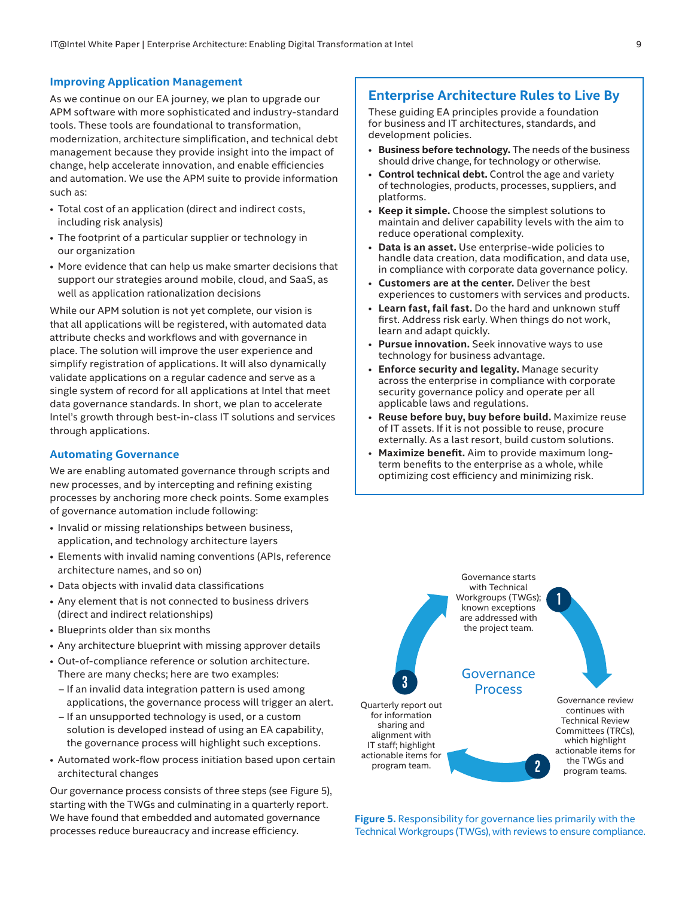## Improving Application Management

As we continue on our EA journey, we plan to upgrade our APM software with more sophisticated and industry-standard tools. These tools are foundational to transformation, modernization, architecture simplification, and technical debt management because they provide insight into the impact of change, help accelerate innovation, and enable efficiencies and automation. We use the APM suite to provide information such as:

- Total cost of an application (direct and indirect costs, including risk analysis)
- The footprint of a particular supplier or technology in our organization
- More evidence that can help us make smarter decisions that support our strategies around mobile, cloud, and SaaS, as well as application rationalization decisions

While our APM solution is not yet complete, our vision is that all applications will be registered, with automated data attribute checks and workflows and with governance in place. The solution will improve the user experience and simplify registration of applications. It will also dynamically validate applications on a regular cadence and serve as a single system of record for all applications at Intel that meet data governance standards. In short, we plan to accelerate Intel's growth through best-in-class IT solutions and services through applications.

## Automating Governance

We are enabling automated governance through scripts and new processes, and by intercepting and refining existing processes by anchoring more check points. Some examples of governance automation include following:

- Invalid or missing relationships between business, application, and technology architecture layers
- Elements with invalid naming conventions (APIs, reference architecture names, and so on)
- Data objects with invalid data classifications
- Any element that is not connected to business drivers (direct and indirect relationships)
- Blueprints older than six months
- Any architecture blueprint with missing approver details
- Out-of-compliance reference or solution architecture. There are many checks; here are two examples:
  - If an invalid data integration pattern is used among applications, the governance process will trigger an alert.
  - If an unsupported technology is used, or a custom solution is developed instead of using an EA capability, the governance process will highlight such exceptions.
- Automated work-flow process initiation based upon certain architectural changes

Our governance process consists of three steps (see Figure 5), starting with the TWGs and culminating in a quarterly report. We have found that embedded and automated governance processes reduce bureaucracy and increase efficiency.

## Enterprise Architecture Rules to Live By

These guiding EA principles provide a foundation for business and IT architectures, standards, and development policies.

- **Business before technology.** The needs of the business should drive change, for technology or otherwise.
- **Control technical debt.** Control the age and variety of technologies, products, processes, suppliers, and platforms.
- **Keep it simple.** Choose the simplest solutions to maintain and deliver capability levels with the aim to reduce operational complexity.
- **Data is an asset.** Use enterprise-wide policies to handle data creation, data modification, and data use, in compliance with corporate data governance policy.
- **Customers are at the center.** Deliver the best experiences to customers with services and products.
- **Learn fast, fail fast.** Do the hard and unknown stuff first. Address risk early. When things do not work, learn and adapt quickly.
- **Pursue innovation.** Seek innovative ways to use technology for business advantage.
- **Enforce security and legality.** Manage security across the enterprise in compliance with corporate security governance policy and operate per all applicable laws and regulations.
- **Reuse before buy, buy before build.** Maximize reuse of IT assets. If it is not possible to reuse, procure externally. As a last resort, build custom solutions.
- **Maximize benefit.** Aim to provide maximum long-term benefits to the enterprise as a whole, while optimizing cost efficiency and minimizing risk.

Governance Process

1. Governance starts with Technical Workgroups (TWGs); known exceptions are addressed with the project team.
2. Governance review continues with Technical Review Committees (TRCs), which highlight actionable items for the TWGs and program teams.
3. Quarterly report out for information sharing and alignment with IT staff; highlight actionable items for program team.

**Figure 5.** Responsibility for governance lies primarily with the Technical Workgroups (TWGs), with reviews to ensure compliance.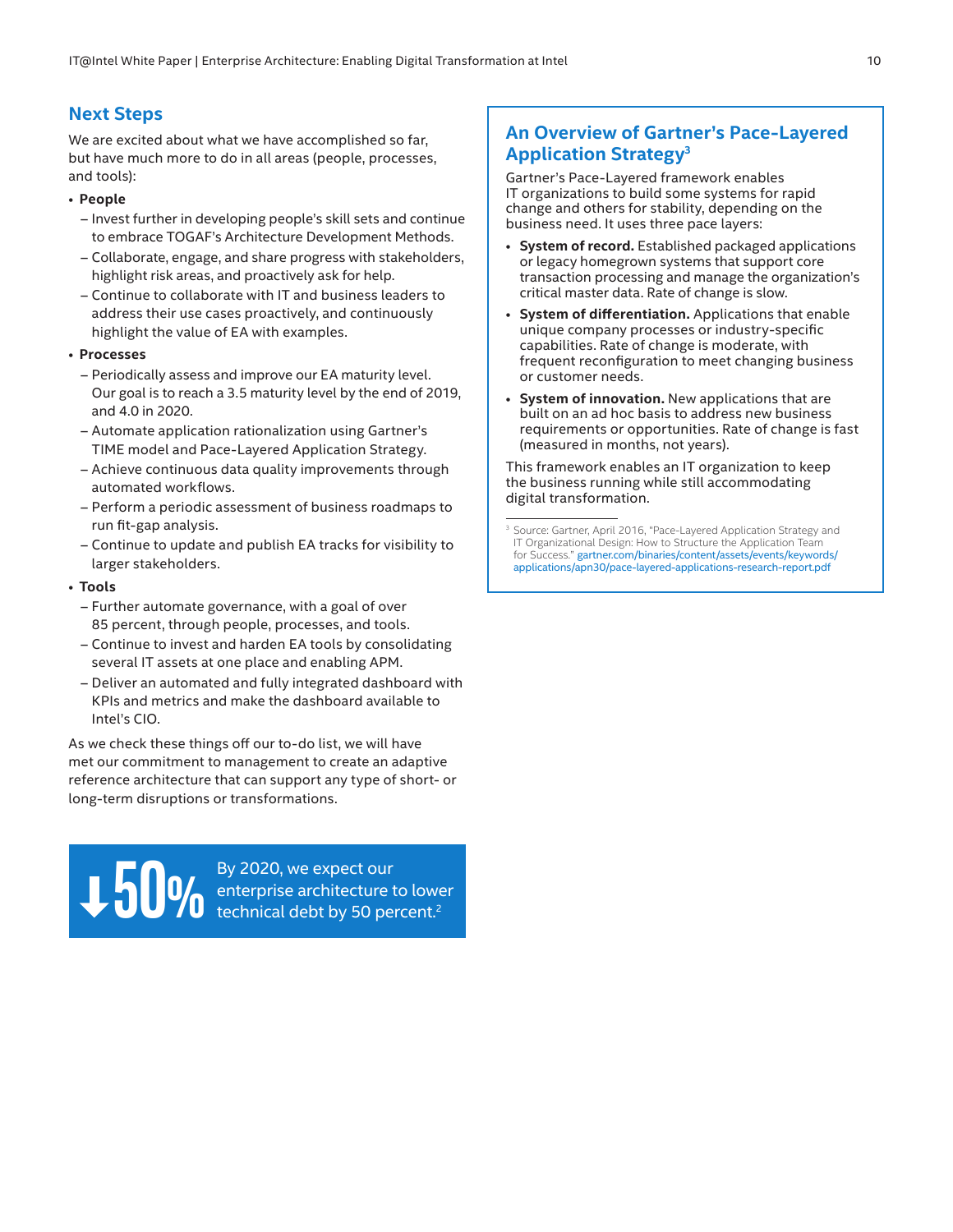## Next Steps

We are excited about what we have accomplished so far, but have much more to do in all areas (people, processes, and tools):

- **People**
  - Invest further in developing people's skill sets and continue to embrace TOGAF's Architecture Development Methods.
  - Collaborate, engage, and share progress with stakeholders, highlight risk areas, and proactively ask for help.
  - Continue to collaborate with IT and business leaders to address their use cases proactively, and continuously highlight the value of EA with examples.
- **Processes**
  - Periodically assess and improve our EA maturity level. Our goal is to reach a 3.5 maturity level by the end of 2019, and 4.0 in 2020.
  - Automate application rationalization using Gartner's TIME model and Pace-Layered Application Strategy.
  - Achieve continuous data quality improvements through automated workflows.
  - Perform a periodic assessment of business roadmaps to run fit-gap analysis.
  - Continue to update and publish EA tracks for visibility to larger stakeholders.
- **Tools**
  - Further automate governance, with a goal of over 85 percent, through people, processes, and tools.
  - Continue to invest and harden EA tools by consolidating several IT assets at one place and enabling APM.
  - Deliver an automated and fully integrated dashboard with KPIs and metrics and make the dashboard available to Intel's CIO.

As we check these things off our to-do list, we will have met our commitment to management to create an adaptive reference architecture that can support any type of short- or long-term disruptions or transformations.

**↓50%** By 2020, we expect our enterprise architecture to lower technical debt by 50 percent.[2]

### An Overview of Gartner's Pace-Layered Application Strategy[3]

Gartner's Pace-Layered framework enables IT organizations to build some systems for rapid change and others for stability, depending on the business need. It uses three pace layers:

- **System of record.** Established packaged applications or legacy homegrown systems that support core transaction processing and manage the organization's critical master data. Rate of change is slow.
- **System of differentiation.** Applications that enable unique company processes or industry-specific capabilities. Rate of change is moderate, with frequent reconfiguration to meet changing business or customer needs.
- **System of innovation.** New applications that are built on an ad hoc basis to address new business requirements or opportunities. Rate of change is fast (measured in months, not years).

This framework enables an IT organization to keep the business running while still accommodating digital transformation.

[3] Source: Gartner, April 2016, "Pace-Layered Application Strategy and IT Organizational Design: How to Structure the Application Team for Success." gartner.com/binaries/content/assets/events/keywords/applications/apn30/pace-layered-applications-research-report.pdf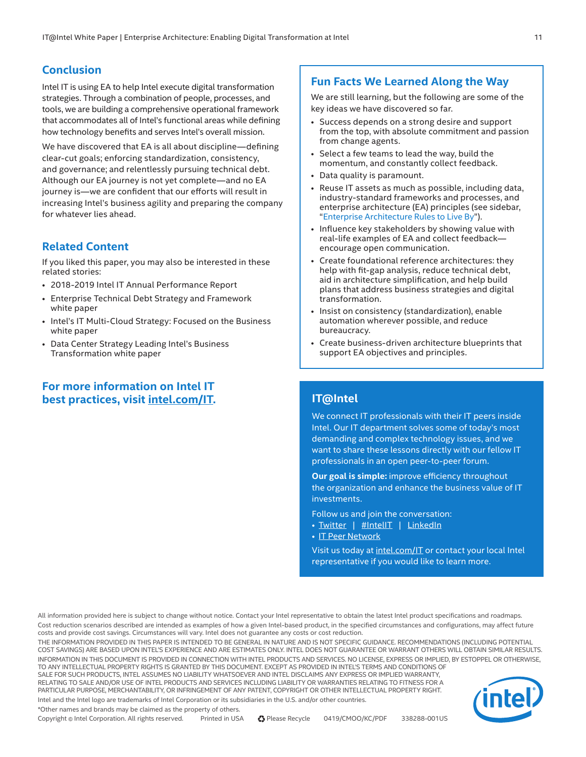## Conclusion

Intel IT is using EA to help Intel execute digital transformation strategies. Through a combination of people, processes, and tools, we are building a comprehensive operational framework that accommodates all of Intel's functional areas while defining how technology benefits and serves Intel's overall mission.

We have discovered that EA is all about discipline—defining clear-cut goals; enforcing standardization, consistency, and governance; and relentlessly pursuing technical debt. Although our EA journey is not yet complete—and no EA journey is—we are confident that our efforts will result in increasing Intel's business agility and preparing the company for whatever lies ahead.

## Related Content

If you liked this paper, you may also be interested in these related stories:

- 2018-2019 Intel IT Annual Performance Report
- Enterprise Technical Debt Strategy and Framework white paper
- Intel's IT Multi-Cloud Strategy: Focused on the Business white paper
- Data Center Strategy Leading Intel's Business Transformation white paper

### For more information on Intel IT best practices, visit intel.com/IT.

## Fun Facts We Learned Along the Way

We are still learning, but the following are some of the key ideas we have discovered so far.

- Success depends on a strong desire and support from the top, with absolute commitment and passion from change agents.
- Select a few teams to lead the way, build the momentum, and constantly collect feedback.
- Data quality is paramount.
- Reuse IT assets as much as possible, including data, industry-standard frameworks and processes, and enterprise architecture (EA) principles (see sidebar, "Enterprise Architecture Rules to Live By").
- Influence key stakeholders by showing value with real-life examples of EA and collect feedback—encourage open communication.
- Create foundational reference architectures: they help with fit-gap analysis, reduce technical debt, aid in architecture simplification, and help build plans that address business strategies and digital transformation.
- Insist on consistency (standardization), enable automation wherever possible, and reduce bureaucracy.
- Create business-driven architecture blueprints that support EA objectives and principles.

## IT@Intel

We connect IT professionals with their IT peers inside Intel. Our IT department solves some of today's most demanding and complex technology issues, and we want to share these lessons directly with our fellow IT professionals in an open peer-to-peer forum.

**Our goal is simple:** improve efficiency throughout the organization and enhance the business value of IT investments.

Follow us and join the conversation:

- Twitter | #IntelIT | LinkedIn
- IT Peer Network

Visit us today at intel.com/IT or contact your local Intel representative if you would like to learn more.

All information provided here is subject to change without notice. Contact your Intel representative to obtain the latest Intel product specifications and roadmaps.

Cost reduction scenarios described are intended as examples of how a given Intel-based product, in the specified circumstances and configurations, may affect future costs and provide cost savings. Circumstances will vary. Intel does not guarantee any costs or cost reduction.

THE INFORMATION PROVIDED IN THIS PAPER IS INTENDED TO BE GENERAL IN NATURE AND IS NOT SPECIFIC GUIDANCE. RECOMMENDATIONS (INCLUDING POTENTIAL COST SAVINGS) ARE BASED UPON INTEL'S EXPERIENCE AND ARE ESTIMATES ONLY. INTEL DOES NOT GUARANTEE OR WARRANT OTHERS WILL OBTAIN SIMILAR RESULTS.

INFORMATION IN THIS DOCUMENT IS PROVIDED IN CONNECTION WITH INTEL PRODUCTS AND SERVICES. NO LICENSE, EXPRESS OR IMPLIED, BY ESTOPPEL OR OTHERWISE, TO ANY INTELLECTUAL PROPERTY RIGHTS IS GRANTED BY THIS DOCUMENT. EXCEPT AS PROVIDED IN INTEL'S TERMS AND CONDITIONS OF SALE FOR SUCH PRODUCTS, INTEL ASSUMES NO LIABILITY WHATSOEVER AND INTEL DISCLAIMS ANY EXPRESS OR IMPLIED WARRANTY, RELATING TO SALE AND/OR USE OF INTEL PRODUCTS AND SERVICES INCLUDING LIABILITY OR WARRANTIES RELATING TO FITNESS FOR A PARTICULAR PURPOSE, MERCHANTABILITY, OR INFRINGEMENT OF ANY PATENT, COPYRIGHT OR OTHER INTELLECTUAL PROPERTY RIGHT.

Intel and the Intel logo are trademarks of Intel Corporation or its subsidiaries in the U.S. and/or other countries.

*Other names and brands may be claimed as the property of others.

Copyright © Intel Corporation. All rights reserved. Printed in USA Please Recycle 0419/CMOO/KC/PDF 338288-001US